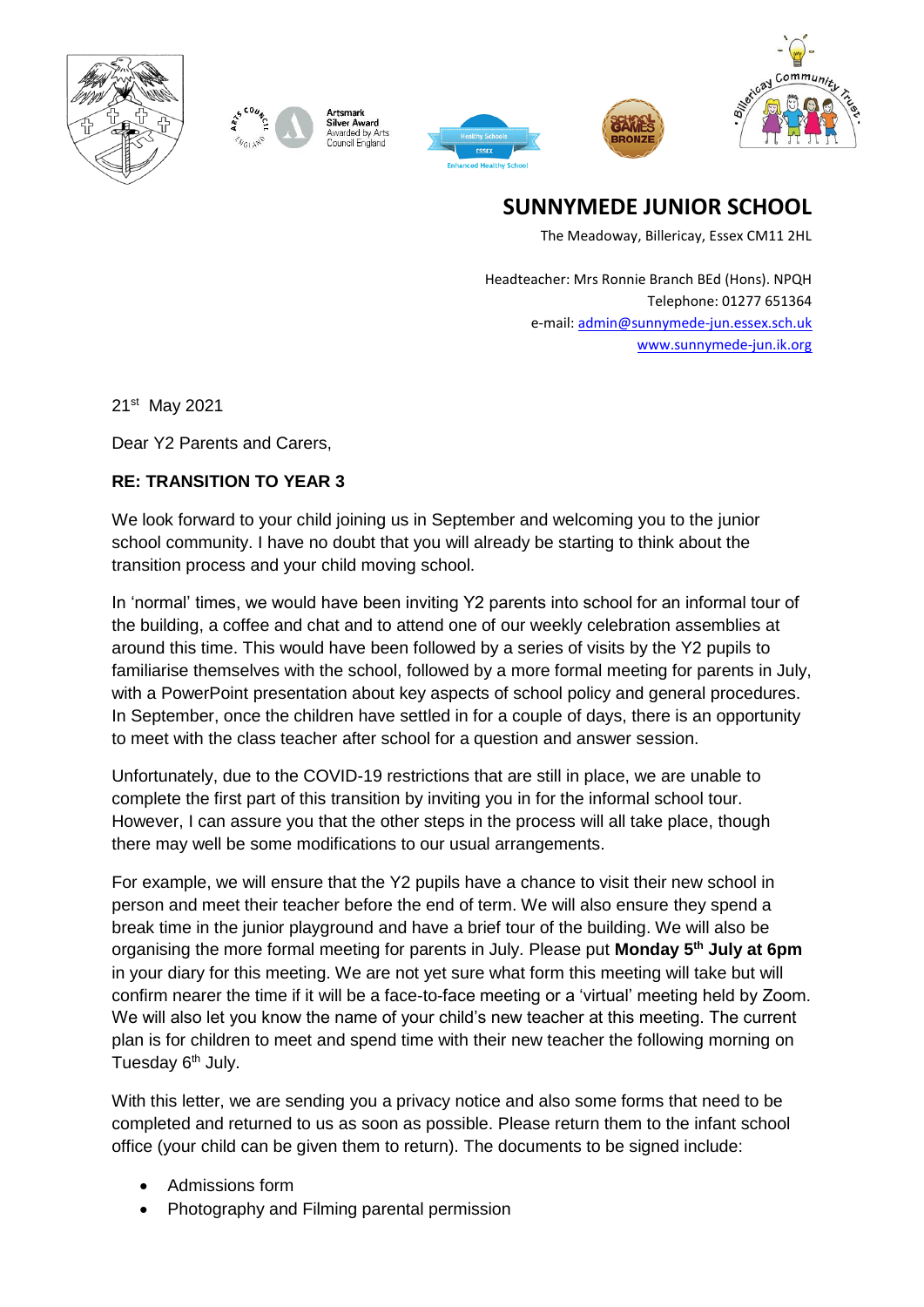# SUNNYMEDE JUNIOR SCHOOL

The Meadoway, Billericay, Essex CM11 2HL

Headteacher: Mrs Ronnie Branch BEd (Hons). NPQH
Telephone: 01277 651364
e-mail: admin@sunnymede-jun.essex.sch.uk
www.sunnymede-jun.ik.org

21st May 2021

Dear Y2 Parents and Carers,

**RE: TRANSITION TO YEAR 3**

We look forward to your child joining us in September and welcoming you to the junior school community. I have no doubt that you will already be starting to think about the transition process and your child moving school.

In 'normal' times, we would have been inviting Y2 parents into school for an informal tour of the building, a coffee and chat and to attend one of our weekly celebration assemblies at around this time. This would have been followed by a series of visits by the Y2 pupils to familiarise themselves with the school, followed by a more formal meeting for parents in July, with a PowerPoint presentation about key aspects of school policy and general procedures. In September, once the children have settled in for a couple of days, there is an opportunity to meet with the class teacher after school for a question and answer session.

Unfortunately, due to the COVID-19 restrictions that are still in place, we are unable to complete the first part of this transition by inviting you in for the informal school tour. However, I can assure you that the other steps in the process will all take place, though there may well be some modifications to our usual arrangements.

For example, we will ensure that the Y2 pupils have a chance to visit their new school in person and meet their teacher before the end of term. We will also ensure they spend a break time in the junior playground and have a brief tour of the building. We will also be organising the more formal meeting for parents in July. Please put **Monday 5th July at 6pm** in your diary for this meeting. We are not yet sure what form this meeting will take but will confirm nearer the time if it will be a face-to-face meeting or a 'virtual' meeting held by Zoom. We will also let you know the name of your child's new teacher at this meeting. The current plan is for children to meet and spend time with their new teacher the following morning on Tuesday 6th July.

With this letter, we are sending you a privacy notice and also some forms that need to be completed and returned to us as soon as possible. Please return them to the infant school office (your child can be given them to return). The documents to be signed include:

- Admissions form
- Photography and Filming parental permission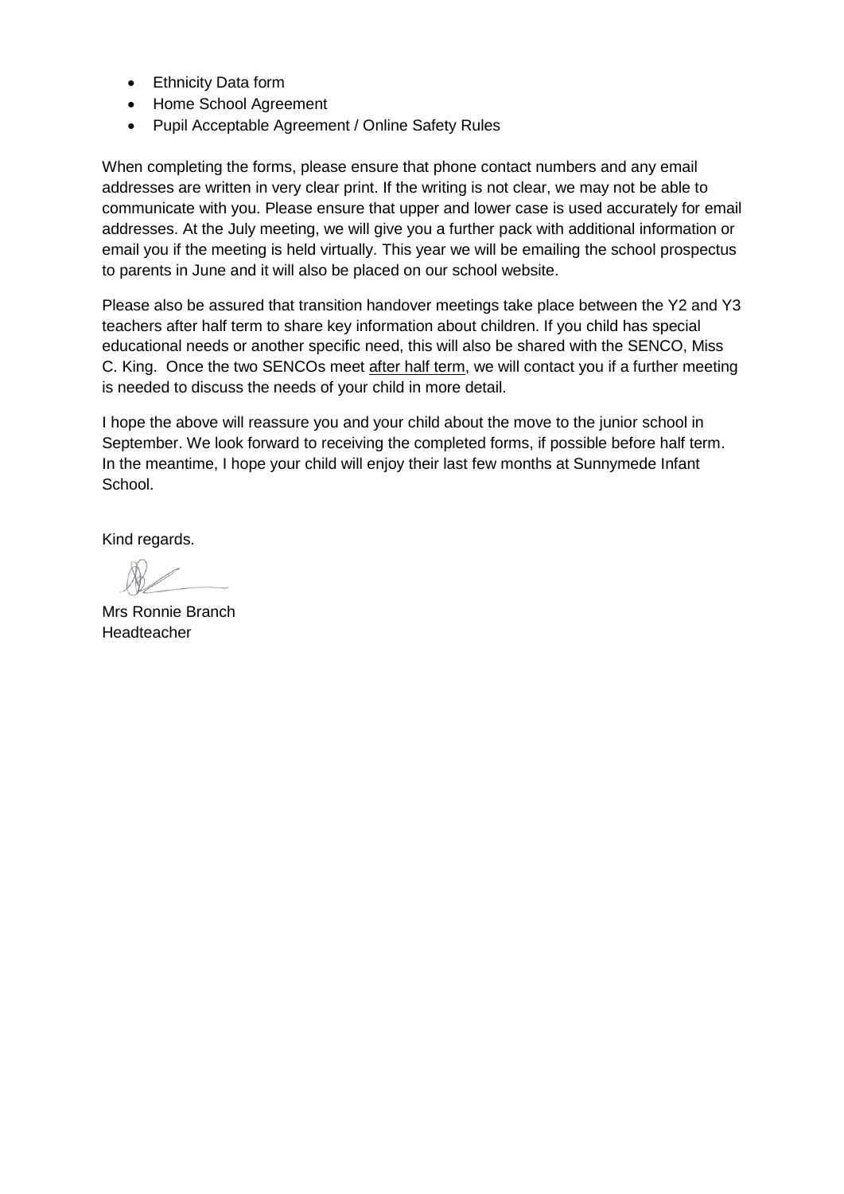- Ethnicity Data form
- Home School Agreement
- Pupil Acceptable Agreement / Online Safety Rules

When completing the forms, please ensure that phone contact numbers and any email addresses are written in very clear print. If the writing is not clear, we may not be able to communicate with you. Please ensure that upper and lower case is used accurately for email addresses. At the July meeting, we will give you a further pack with additional information or email you if the meeting is held virtually. This year we will be emailing the school prospectus to parents in June and it will also be placed on our school website.

Please also be assured that transition handover meetings take place between the Y2 and Y3 teachers after half term to share key information about children. If you child has special educational needs or another specific need, this will also be shared with the SENCO, Miss C. King. Once the two SENCOs meet <u>after half term</u>, we will contact you if a further meeting is needed to discuss the needs of your child in more detail.

I hope the above will reassure you and your child about the move to the junior school in September. We look forward to receiving the completed forms, if possible before half term. In the meantime, I hope your child will enjoy their last few months at Sunnymede Infant School.

Kind regards.

Mrs Ronnie Branch
Headteacher